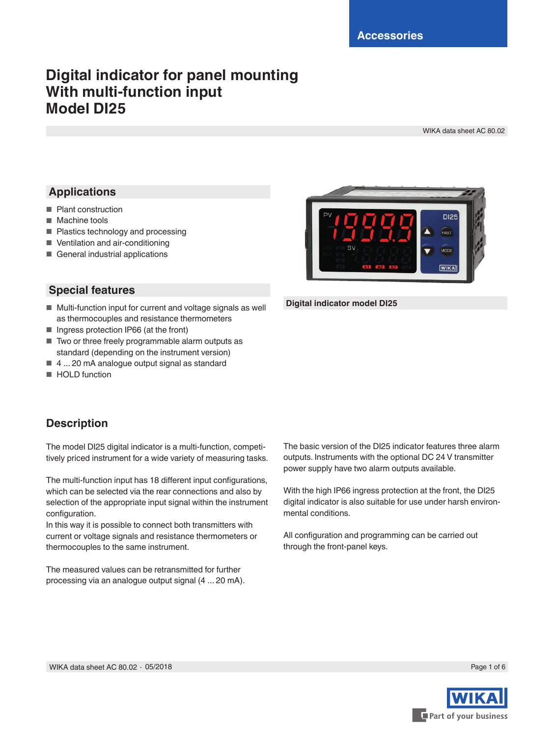Accessories

# Digital indicator for panel mounting
# With multi-function input
# Model DI25

WIKA data sheet AC 80.02

## Applications

- Plant construction
- Machine tools
- Plastics technology and processing
- Ventilation and air-conditioning
- General industrial applications

## Special features

- Multi-function input for current and voltage signals as well as thermocouples and resistance thermometers
- Ingress protection IP66 (at the front)
- Two or three freely programmable alarm outputs as standard (depending on the instrument version)
- 4 ... 20 mA analogue output signal as standard
- HOLD function

Digital indicator model DI25

## Description

The model DI25 digital indicator is a multi-function, competitively priced instrument for a wide variety of measuring tasks.

The multi-function input has 18 different input configurations, which can be selected via the rear connections and also by selection of the appropriate input signal within the instrument configuration.
In this way it is possible to connect both transmitters with current or voltage signals and resistance thermometers or thermocouples to the same instrument.

The measured values can be retransmitted for further processing via an analogue output signal (4 ... 20 mA).

The basic version of the DI25 indicator features three alarm outputs. Instruments with the optional DC 24 V transmitter power supply have two alarm outputs available.

With the high IP66 ingress protection at the front, the DI25 digital indicator is also suitable for use under harsh environmental conditions.

All configuration and programming can be carried out through the front-panel keys.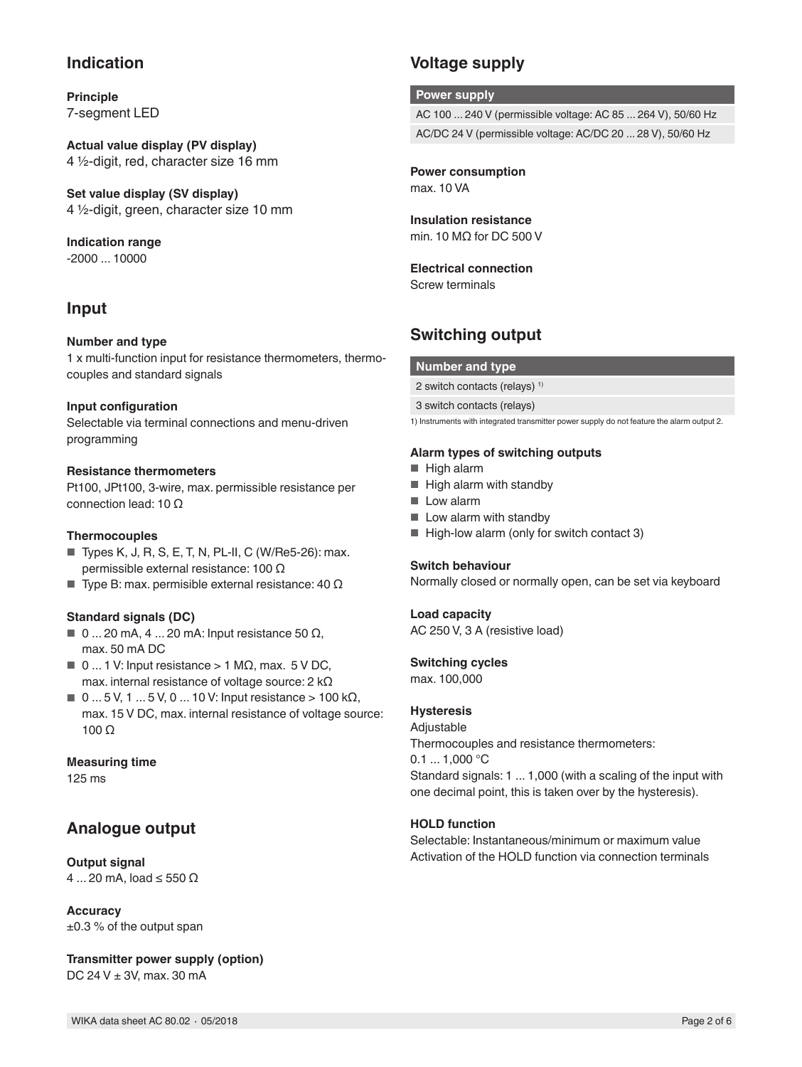## Indication

**Principle**
7-segment LED

**Actual value display (PV display)**
4 ½-digit, red, character size 16 mm

**Set value display (SV display)**
4 ½-digit, green, character size 10 mm

**Indication range**
-2000 ... 10000

## Input

**Number and type**
1 x multi-function input for resistance thermometers, thermocouples and standard signals

**Input configuration**
Selectable via terminal connections and menu-driven programming

**Resistance thermometers**
Pt100, JPt100, 3-wire, max. permissible resistance per connection lead: 10 Ω

**Thermocouples**
- Types K, J, R, S, E, T, N, PL-II, C (W/Re5-26): max. permissible external resistance: 100 Ω
- Type B: max. permisible external resistance: 40 Ω

**Standard signals (DC)**
- 0 ... 20 mA, 4 ... 20 mA: Input resistance 50 Ω, max. 50 mA DC
- 0 ... 1 V: Input resistance > 1 MΩ, max. 5 V DC, max. internal resistance of voltage source: 2 kΩ
- 0 ... 5 V, 1 ... 5 V, 0 ... 10 V: Input resistance > 100 kΩ, max. 15 V DC, max. internal resistance of voltage source: 100 Ω

**Measuring time**
125 ms

## Analogue output

**Output signal**
4 ... 20 mA, load ≤ 550 Ω

**Accuracy**
±0.3 % of the output span

**Transmitter power supply (option)**
DC 24 V ± 3V, max. 30 mA

## Voltage supply

| Power supply |
|---|
| AC 100 ... 240 V (permissible voltage: AC 85 ... 264 V), 50/60 Hz |
| AC/DC 24 V (permissible voltage: AC/DC 20 ... 28 V), 50/60 Hz |

**Power consumption**
max. 10 VA

**Insulation resistance**
min. 10 MΩ for DC 500 V

**Electrical connection**
Screw terminals

## Switching output

| Number and type |
|---|
| 2 switch contacts (relays) [1] |
| 3 switch contacts (relays) |

1) Instruments with integrated transmitter power supply do not feature the alarm output 2.

**Alarm types of switching outputs**
- High alarm
- High alarm with standby
- Low alarm
- Low alarm with standby
- High-low alarm (only for switch contact 3)

**Switch behaviour**
Normally closed or normally open, can be set via keyboard

**Load capacity**
AC 250 V, 3 A (resistive load)

**Switching cycles**
max. 100,000

**Hysteresis**
Adjustable
Thermocouples and resistance thermometers:
0.1 ... 1,000 °C
Standard signals: 1 ... 1,000 (with a scaling of the input with one decimal point, this is taken over by the hysteresis).

**HOLD function**
Selectable: Instantaneous/minimum or maximum value
Activation of the HOLD function via connection terminals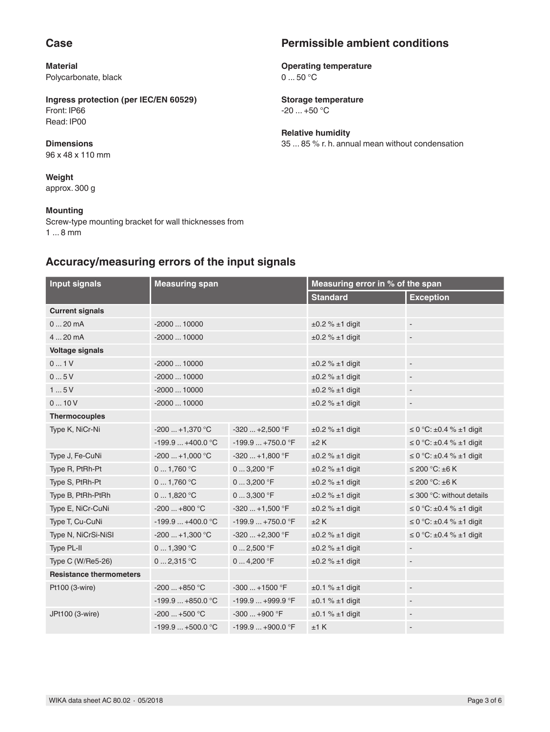## Case

**Material**
Polycarbonate, black

**Ingress protection (per IEC/EN 60529)**
Front: IP66
Read: IP00

**Dimensions**
96 x 48 x 110 mm

**Weight**
approx. 300 g

**Mounting**
Screw-type mounting bracket for wall thicknesses from 1 ... 8 mm

## Permissible ambient conditions

**Operating temperature**
0 ... 50 °C

**Storage temperature**
-20 ... +50 °C

**Relative humidity**
35 ... 85 % r. h. annual mean without condensation

## Accuracy/measuring errors of the input signals

| Input signals | Measuring span | | Measuring error in % of the span | |
|---|---|---|---|---|
| | | | Standard | Exception |
| **Current signals** | | | | |
| 0 ... 20 mA | -2000 ... 10000 | | ±0.2 % ±1 digit | - |
| 4 ... 20 mA | -2000 ... 10000 | | ±0.2 % ±1 digit | - |
| **Voltage signals** | | | | |
| 0 ... 1 V | -2000 ... 10000 | | ±0.2 % ±1 digit | - |
| 0 ... 5 V | -2000 ... 10000 | | ±0.2 % ±1 digit | - |
| 1 ... 5 V | -2000 ... 10000 | | ±0.2 % ±1 digit | - |
| 0 ... 10 V | -2000 ... 10000 | | ±0.2 % ±1 digit | - |
| **Thermocouples** | | | | |
| Type K, NiCr-Ni | -200 ... +1,370 °C | -320 ... +2,500 °F | ±0.2 % ±1 digit | ≤ 0 °C: ±0.4 % ±1 digit |
| | -199.9 ... +400.0 °C | -199.9 ... +750.0 °F | ±2 K | ≤ 0 °C: ±0.4 % ±1 digit |
| Type J, Fe-CuNi | -200 ... +1,000 °C | -320 ... +1,800 °F | ±0.2 % ±1 digit | ≤ 0 °C: ±0.4 % ±1 digit |
| Type R, PtRh-Pt | 0 ... 1,760 °C | 0 ... 3,200 °F | ±0.2 % ±1 digit | ≤ 200 °C: ±6 K |
| Type S, PtRh-Pt | 0 ... 1,760 °C | 0 ... 3,200 °F | ±0.2 % ±1 digit | ≤ 200 °C: ±6 K |
| Type B, PtRh-PtRh | 0 ... 1,820 °C | 0 ... 3,300 °F | ±0.2 % ±1 digit | ≤ 300 °C: without details |
| Type E, NiCr-CuNi | -200 ... +800 °C | -320 ... +1,500 °F | ±0.2 % ±1 digit | ≤ 0 °C: ±0.4 % ±1 digit |
| Type T, Cu-CuNi | -199.9 ... +400.0 °C | -199.9 ... +750.0 °F | ±2 K | ≤ 0 °C: ±0.4 % ±1 digit |
| Type N, NiCrSi-NiSI | -200 ... +1,300 °C | -320 ... +2,300 °F | ±0.2 % ±1 digit | ≤ 0 °C: ±0.4 % ±1 digit |
| Type PL-II | 0 ... 1,390 °C | 0 ... 2,500 °F | ±0.2 % ±1 digit | - |
| Type C (W/Re5-26) | 0 ... 2,315 °C | 0 ... 4,200 °F | ±0.2 % ±1 digit | - |
| **Resistance thermometers** | | | | |
| Pt100 (3-wire) | -200 ... +850 °C | -300 ... +1500 °F | ±0.1 % ±1 digit | - |
| | -199.9 ... +850.0 °C | -199.9 ... +999.9 °F | ±0.1 % ±1 digit | - |
| JPt100 (3-wire) | -200 ... +500 °C | -300 ... +900 °F | ±0.1 % ±1 digit | - |
| | -199.9 ... +500.0 °C | -199.9 ... +900.0 °F | ±1 K | - |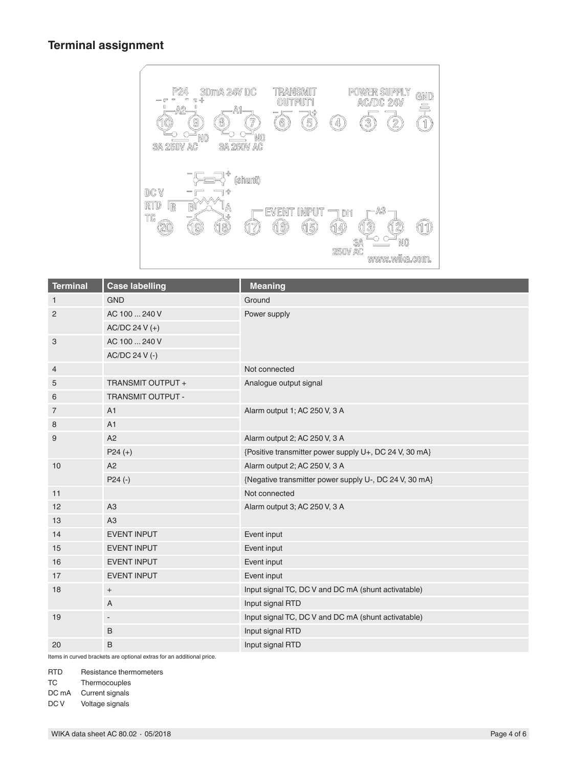## Terminal assignment

| Terminal | Case labelling | Meaning |
|---|---|---|
| 1 | GND | Ground |
| 2 | AC 100 ... 240 V | Power supply |
| | AC/DC 24 V (+) | |
| 3 | AC 100 ... 240 V | |
| | AC/DC 24 V (-) | |
| 4 | | Not connected |
| 5 | TRANSMIT OUTPUT + | Analogue output signal |
| 6 | TRANSMIT OUTPUT - | |
| 7 | A1 | Alarm output 1; AC 250 V, 3 A |
| 8 | A1 | |
| 9 | A2 | Alarm output 2; AC 250 V, 3 A |
| | P24 (+) | {Positive transmitter power supply U+, DC 24 V, 30 mA} |
| 10 | A2 | Alarm output 2; AC 250 V, 3 A |
| | P24 (-) | {Negative transmitter power supply U-, DC 24 V, 30 mA} |
| 11 | | Not connected |
| 12 | A3 | Alarm output 3; AC 250 V, 3 A |
| 13 | A3 | |
| 14 | EVENT INPUT | Event input |
| 15 | EVENT INPUT | Event input |
| 16 | EVENT INPUT | Event input |
| 17 | EVENT INPUT | Event input |
| 18 | + | Input signal TC, DC V and DC mA (shunt activatable) |
| | A | Input signal RTD |
| 19 | - | Input signal TC, DC V and DC mA (shunt activatable) |
| | B | Input signal RTD |
| 20 | B | Input signal RTD |

Items in curved brackets are optional extras for an additional price.

RTD Resistance thermometers
TC Thermocouples
DC mA Current signals
DC V Voltage signals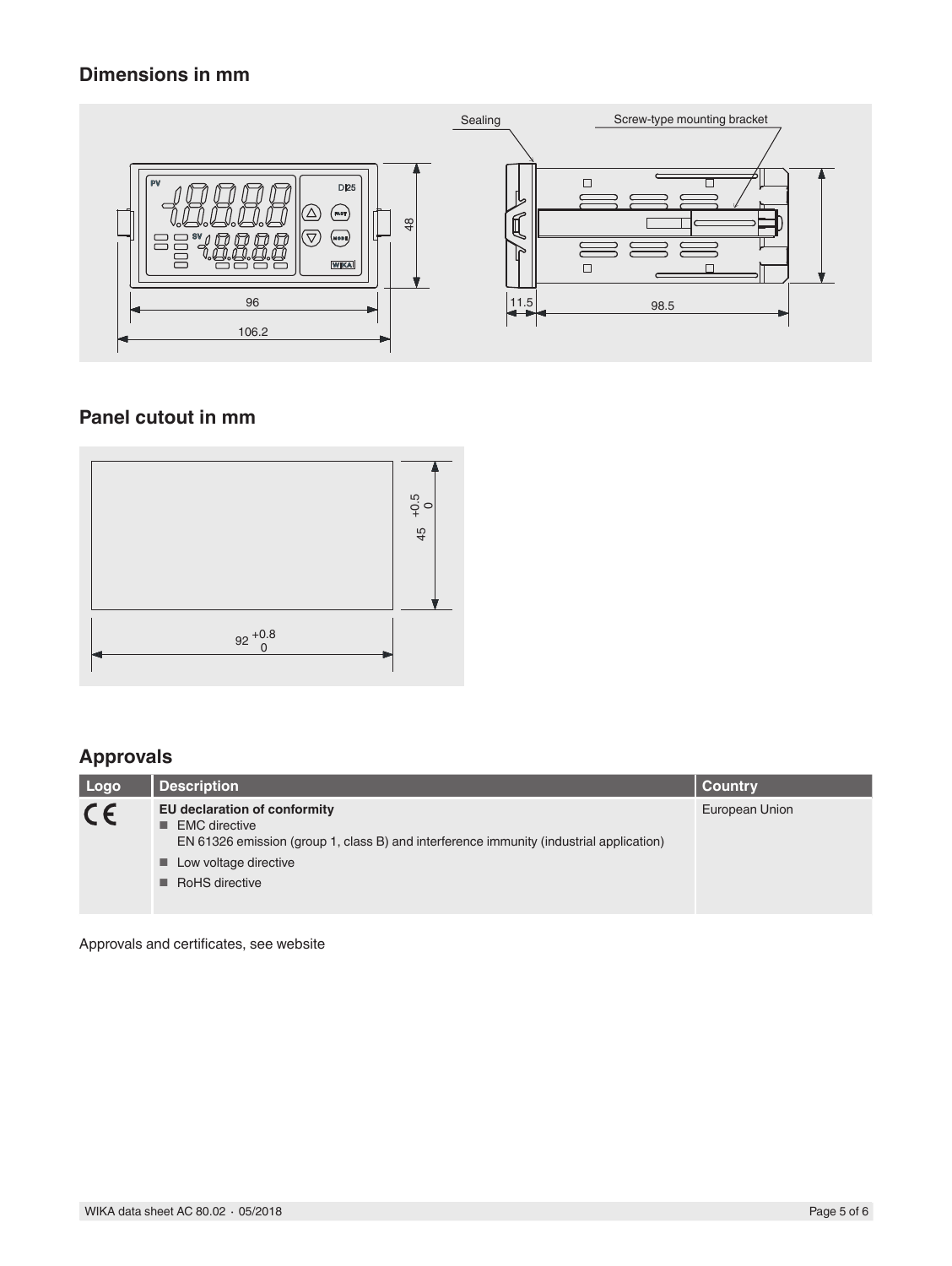## Dimensions in mm

Sealing

Screw-type mounting bracket

48

96

106.2

11.5

98.5

## Panel cutout in mm

$45^{+0.5}_{0}$

$92^{+0.8}_{0}$

## Approvals

| Logo | Description | Country |
|---|---|---|
| CE | **EU declaration of conformity**<br>■ EMC directive<br>EN 61326 emission (group 1, class B) and interference immunity (industrial application)<br>■ Low voltage directive<br>■ RoHS directive | European Union |

Approvals and certificates, see website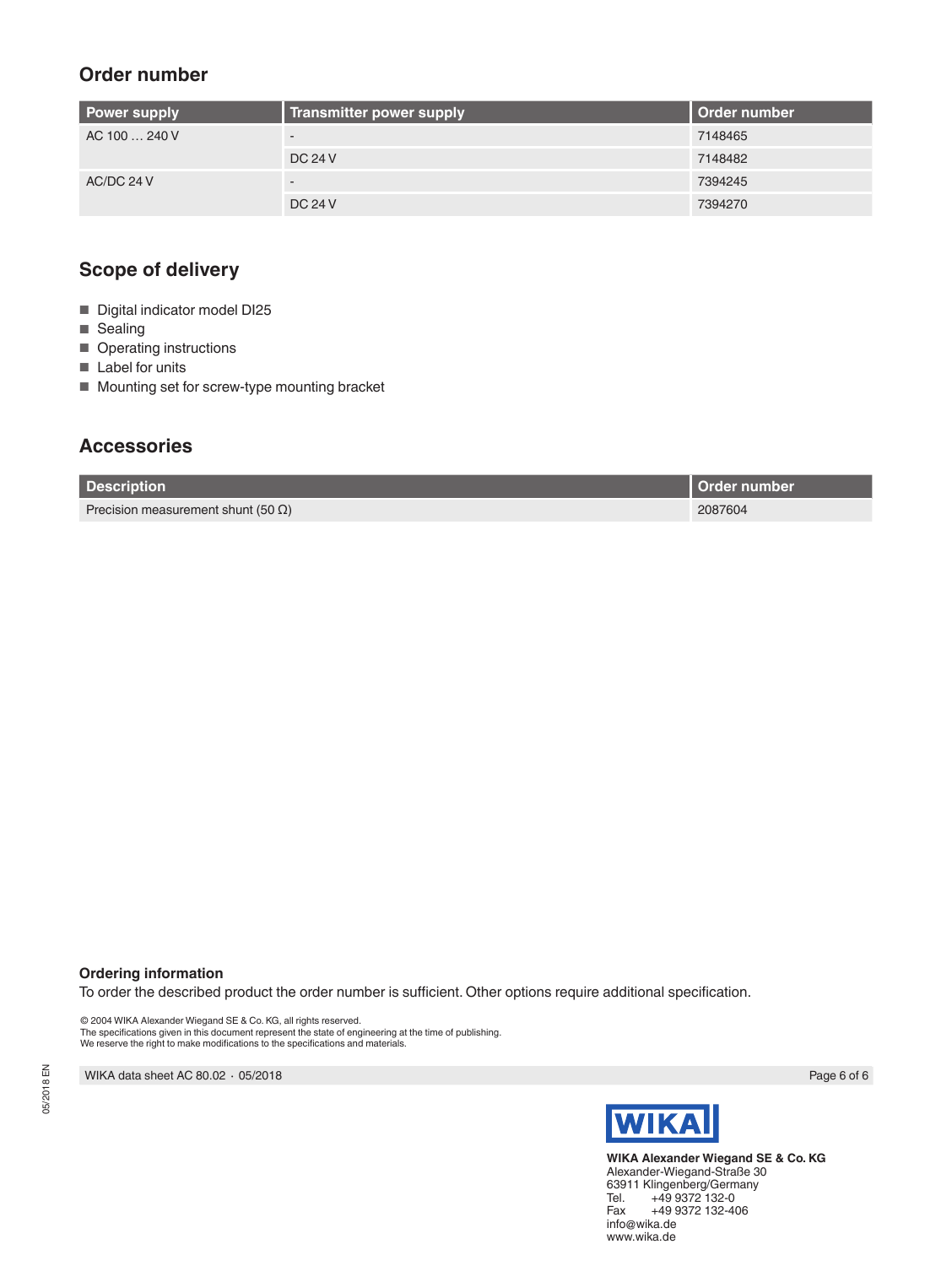## Order number

| Power supply | Transmitter power supply | Order number |
|---|---|---|
| AC 100 … 240 V | - | 7148465 |
| | DC 24 V | 7148482 |
| AC/DC 24 V | - | 7394245 |
| | DC 24 V | 7394270 |

## Scope of delivery

- Digital indicator model DI25
- Sealing
- Operating instructions
- Label for units
- Mounting set for screw-type mounting bracket

## Accessories

| Description | Order number |
|---|---|
| Precision measurement shunt (50 Ω) | 2087604 |

**Ordering information**

To order the described product the order number is sufficient. Other options require additional specification.

© 2004 WIKA Alexander Wiegand SE & Co. KG, all rights reserved.
The specifications given in this document represent the state of engineering at the time of publishing.
We reserve the right to make modifications to the specifications and materials.

WIKA data sheet AC 80.02 · 05/2018

**WIKA Alexander Wiegand SE & Co. KG**
Alexander-Wiegand-Straße 30
63911 Klingenberg/Germany
Tel. +49 9372 132-0
Fax +49 9372 132-406
info@wika.de
www.wika.de